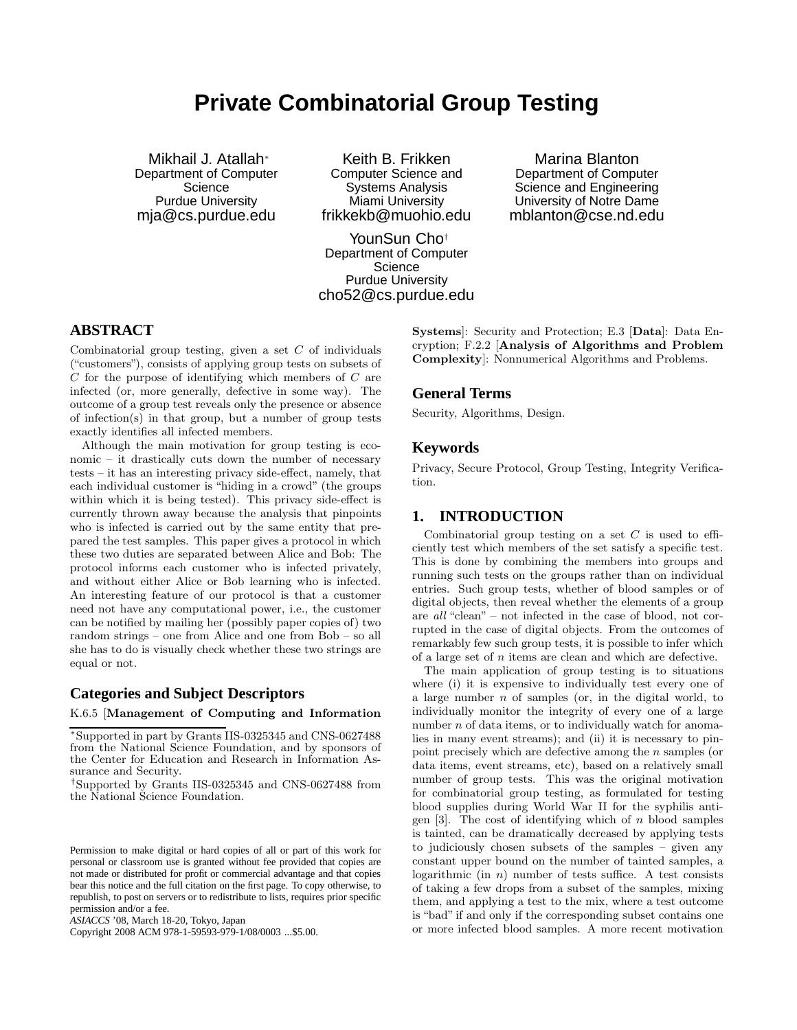# Private Combinatorial Group Testing

Mikhail J. Atallah[*]
Department of Computer Science
Purdue University
mja@cs.purdue.edu

Keith B. Frikken
Computer Science and Systems Analysis
Miami University
frikkekb@muohio.edu

Marina Blanton
Department of Computer Science and Engineering
University of Notre Dame
mblanton@cse.nd.edu

YounSun Cho[†]
Department of Computer Science
Purdue University
cho52@cs.purdue.edu

## ABSTRACT

Combinatorial group testing, given a set $C$ of individuals ("customers"), consists of applying group tests on subsets of $C$ for the purpose of identifying which members of $C$ are infected (or, more generally, defective in some way). The outcome of a group test reveals only the presence or absence of infection(s) in that group, but a number of group tests exactly identifies all infected members.

Although the main motivation for group testing is economic – it drastically cuts down the number of necessary tests – it has an interesting privacy side-effect, namely, that each individual customer is "hiding in a crowd" (the groups within which it is being tested). This privacy side-effect is currently thrown away because the analysis that pinpoints who is infected is carried out by the same entity that prepared the test samples. This paper gives a protocol in which these two duties are separated between Alice and Bob: The protocol informs each customer who is infected privately, and without either Alice or Bob learning who is infected. An interesting feature of our protocol is that a customer need not have any computational power, i.e., the customer can be notified by mailing her (possibly paper copies of) two random strings – one from Alice and one from Bob – so all she has to do is visually check whether these two strings are equal or not.

### Categories and Subject Descriptors

K.6.5 [**Management of Computing and Information Systems**]: Security and Protection; E.3 [**Data**]: Data Encryption; F.2.2 [**Analysis of Algorithms and Problem Complexity**]: Nonnumerical Algorithms and Problems.

### General Terms

Security, Algorithms, Design.

### Keywords

Privacy, Secure Protocol, Group Testing, Integrity Verification.

## 1. INTRODUCTION

Combinatorial group testing on a set $C$ is used to efficiently test which members of the set satisfy a specific test. This is done by combining the members into groups and running such tests on the groups rather than on individual entries. Such group tests, whether of blood samples or of digital objects, then reveal whether the elements of a group are *all* "clean" – not infected in the case of blood, not corrupted in the case of digital objects. From the outcomes of remarkably few such group tests, it is possible to infer which of a large set of $n$ items are clean and which are defective.

The main application of group testing is to situations where (i) it is expensive to individually test every one of a large number $n$ of samples (or, in the digital world, to individually monitor the integrity of every one of a large number $n$ of data items, or to individually watch for anomalies in many event streams); and (ii) it is necessary to pinpoint precisely which are defective among the $n$ samples (or data items, event streams, etc), based on a relatively small number of group tests. This was the original motivation for combinatorial group testing, as formulated for testing blood supplies during World War II for the syphilis antigen [3]. The cost of identifying which of $n$ blood samples is tainted, can be dramatically decreased by applying tests to judiciously chosen subsets of the samples – given any constant upper bound on the number of tainted samples, a logarithmic (in $n$) number of tests suffice. A test consists of taking a few drops from a subset of the samples, mixing them, and applying a test to the mix, where a test outcome is "bad" if and only if the corresponding subset contains one or more infected blood samples. A more recent motivation

---

[*]Supported in part by Grants IIS-0325345 and CNS-0627488 from the National Science Foundation, and by sponsors of the Center for Education and Research in Information Assurance and Security.

[†]Supported by Grants IIS-0325345 and CNS-0627488 from the National Science Foundation.

Permission to make digital or hard copies of all or part of this work for personal or classroom use is granted without fee provided that copies are not made or distributed for profit or commercial advantage and that copies bear this notice and the full citation on the first page. To copy otherwise, to republish, to post on servers or to redistribute to lists, requires prior specific permission and/or a fee.
*ASIACCS '08*, March 18-20, Tokyo, Japan
Copyright 2008 ACM 978-1-59593-979-1/08/0003 ...$5.00.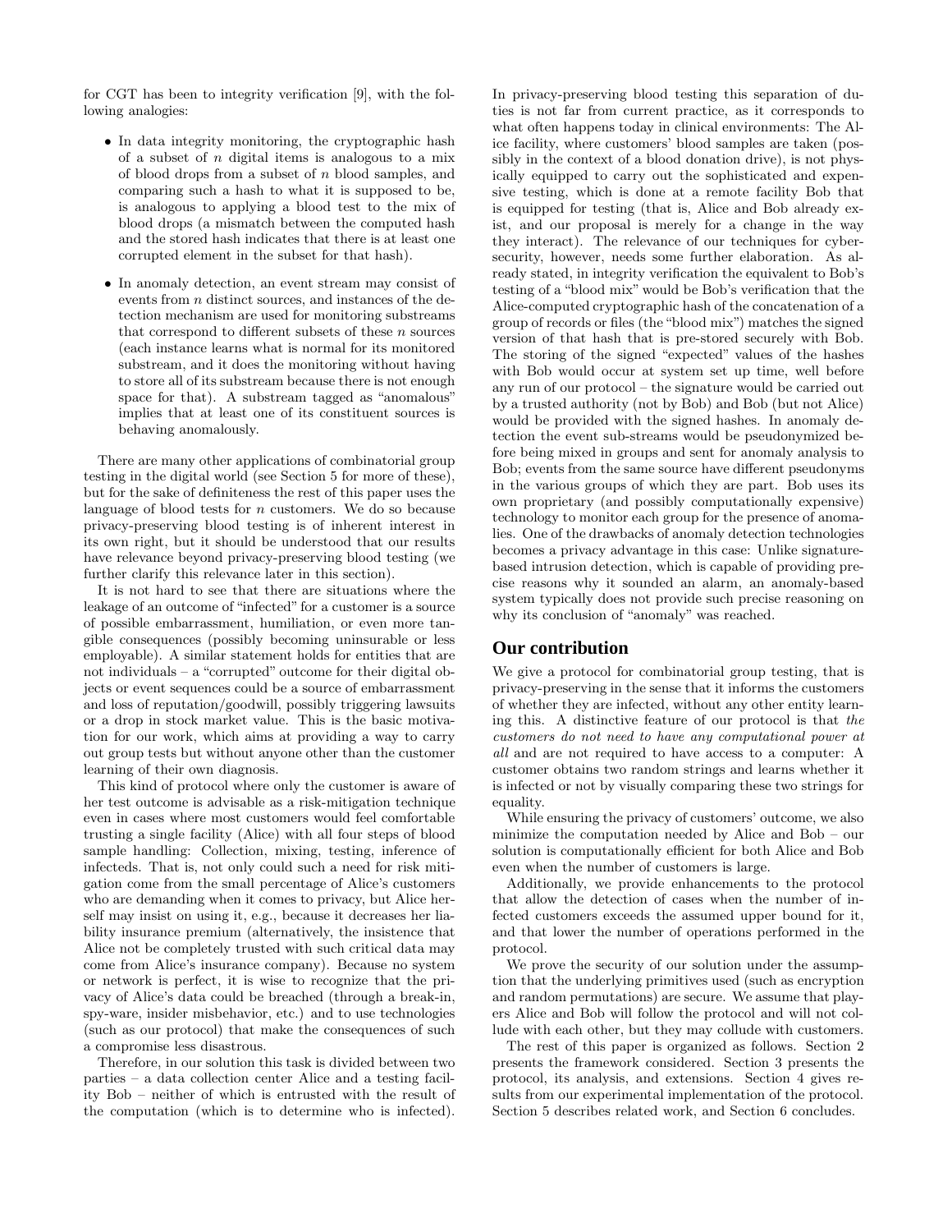for CGT has been to integrity verification [9], with the following analogies:

- In data integrity monitoring, the cryptographic hash of a subset of $n$ digital items is analogous to a mix of blood drops from a subset of $n$ blood samples, and comparing such a hash to what it is supposed to be, is analogous to applying a blood test to the mix of blood drops (a mismatch between the computed hash and the stored hash indicates that there is at least one corrupted element in the subset for that hash).
- In anomaly detection, an event stream may consist of events from $n$ distinct sources, and instances of the detection mechanism are used for monitoring substreams that correspond to different subsets of these $n$ sources (each instance learns what is normal for its monitored substream, and it does the monitoring without having to store all of its substream because there is not enough space for that). A substream tagged as "anomalous" implies that at least one of its constituent sources is behaving anomalously.

There are many other applications of combinatorial group testing in the digital world (see Section 5 for more of these), but for the sake of definiteness the rest of this paper uses the language of blood tests for $n$ customers. We do so because privacy-preserving blood testing is of inherent interest in its own right, but it should be understood that our results have relevance beyond privacy-preserving blood testing (we further clarify this relevance later in this section).

It is not hard to see that there are situations where the leakage of an outcome of "infected" for a customer is a source of possible embarrassment, humiliation, or even more tangible consequences (possibly becoming uninsurable or less employable). A similar statement holds for entities that are not individuals – a "corrupted" outcome for their digital objects or event sequences could be a source of embarrassment and loss of reputation/goodwill, possibly triggering lawsuits or a drop in stock market value. This is the basic motivation for our work, which aims at providing a way to carry out group tests but without anyone other than the customer learning of their own diagnosis.

This kind of protocol where only the customer is aware of her test outcome is advisable as a risk-mitigation technique even in cases where most customers would feel comfortable trusting a single facility (Alice) with all four steps of blood sample handling: Collection, mixing, testing, inference of infecteds. That is, not only could such a need for risk mitigation come from the small percentage of Alice's customers who are demanding when it comes to privacy, but Alice herself may insist on using it, e.g., because it decreases her liability insurance premium (alternatively, the insistence that Alice not be completely trusted with such critical data may come from Alice's insurance company). Because no system or network is perfect, it is wise to recognize that the privacy of Alice's data could be breached (through a break-in, spy-ware, insider misbehavior, etc.) and to use technologies (such as our protocol) that make the consequences of such a compromise less disastrous.

Therefore, in our solution this task is divided between two parties – a data collection center Alice and a testing facility Bob – neither of which is entrusted with the result of the computation (which is to determine who is infected). In privacy-preserving blood testing this separation of duties is not far from current practice, as it corresponds to what often happens today in clinical environments: The Alice facility, where customers' blood samples are taken (possibly in the context of a blood donation drive), is not physically equipped to carry out the sophisticated and expensive testing, which is done at a remote facility Bob that is equipped for testing (that is, Alice and Bob already exist, and our proposal is merely for a change in the way they interact). The relevance of our techniques for cybersecurity, however, needs some further elaboration. As already stated, in integrity verification the equivalent to Bob's testing of a "blood mix" would be Bob's verification that the Alice-computed cryptographic hash of the concatenation of a group of records or files (the "blood mix") matches the signed version of that hash that is pre-stored securely with Bob. The storing of the signed "expected" values of the hashes with Bob would occur at system set up time, well before any run of our protocol – the signature would be carried out by a trusted authority (not by Bob) and Bob (but not Alice) would be provided with the signed hashes. In anomaly detection the event sub-streams would be pseudonymized before being mixed in groups and sent for anomaly analysis to Bob; events from the same source have different pseudonyms in the various groups of which they are part. Bob uses its own proprietary (and possibly computationally expensive) technology to monitor each group for the presence of anomalies. One of the drawbacks of anomaly detection technologies becomes a privacy advantage in this case: Unlike signature-based intrusion detection, which is capable of providing precise reasons why it sounded an alarm, an anomaly-based system typically does not provide such precise reasoning on why its conclusion of "anomaly" was reached.

## Our contribution

We give a protocol for combinatorial group testing, that is privacy-preserving in the sense that it informs the customers of whether they are infected, without any other entity learning this. A distinctive feature of our protocol is that *the customers do not need to have any computational power at all* and are not required to have access to a computer: A customer obtains two random strings and learns whether it is infected or not by visually comparing these two strings for equality.

While ensuring the privacy of customers' outcome, we also minimize the computation needed by Alice and Bob – our solution is computationally efficient for both Alice and Bob even when the number of customers is large.

Additionally, we provide enhancements to the protocol that allow the detection of cases when the number of infected customers exceeds the assumed upper bound for it, and that lower the number of operations performed in the protocol.

We prove the security of our solution under the assumption that the underlying primitives used (such as encryption and random permutations) are secure. We assume that players Alice and Bob will follow the protocol and will not collude with each other, but they may collude with customers.

The rest of this paper is organized as follows. Section 2 presents the framework considered. Section 3 presents the protocol, its analysis, and extensions. Section 4 gives results from our experimental implementation of the protocol. Section 5 describes related work, and Section 6 concludes.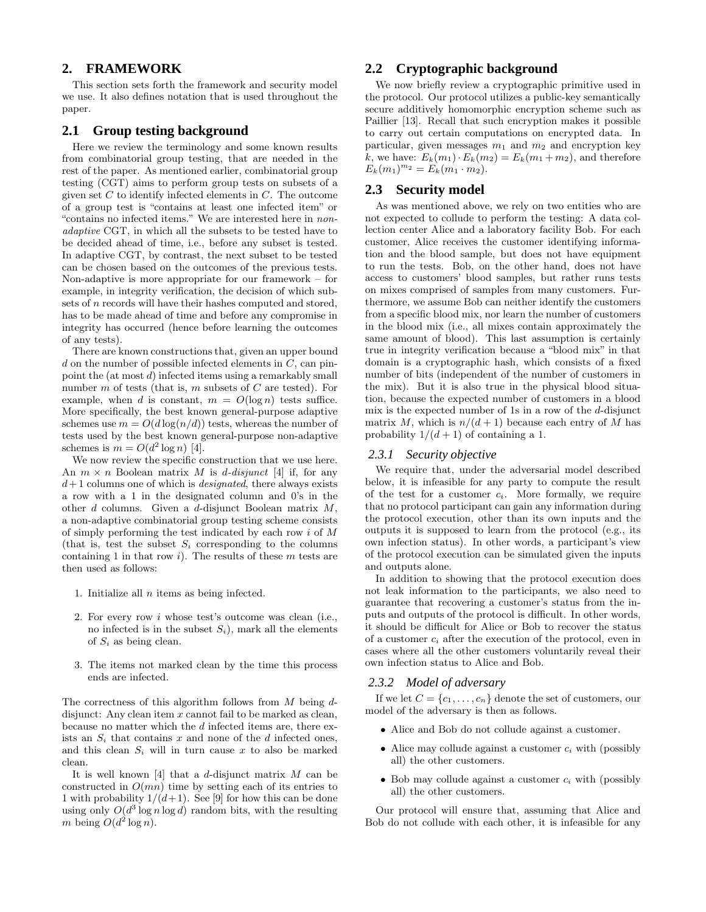## 2. FRAMEWORK

This section sets forth the framework and security model we use. It also defines notation that is used throughout the paper.

### 2.1 Group testing background

Here we review the terminology and some known results from combinatorial group testing, that are needed in the rest of the paper. As mentioned earlier, combinatorial group testing (CGT) aims to perform group tests on subsets of a given set $C$ to identify infected elements in $C$. The outcome of a group test is "contains at least one infected item" or "contains no infected items." We are interested here in *non-adaptive* CGT, in which all the subsets to be tested have to be decided ahead of time, i.e., before any subset is tested. In adaptive CGT, by contrast, the next subset to be tested can be chosen based on the outcomes of the previous tests. Non-adaptive is more appropriate for our framework – for example, in integrity verification, the decision of which subsets of $n$ records will have their hashes computed and stored, has to be made ahead of time and before any compromise in integrity has occurred (hence before learning the outcomes of any tests).

There are known constructions that, given an upper bound $d$ on the number of possible infected elements in $C$, can pinpoint the (at most $d$) infected items using a remarkably small number $m$ of tests (that is, $m$ subsets of $C$ are tested). For example, when $d$ is constant, $m = O(\log n)$ tests suffice. More specifically, the best known general-purpose adaptive schemes use $m = O(d \log(n/d))$ tests, whereas the number of tests used by the best known general-purpose non-adaptive schemes is $m = O(d^2 \log n)$ [4].

We now review the specific construction that we use here. An $m \times n$ Boolean matrix $M$ is *d-disjunct* [4] if, for any $d+1$ columns one of which is *designated*, there always exists a row with a 1 in the designated column and 0's in the other $d$ columns. Given a $d$-disjunct Boolean matrix $M$, a non-adaptive combinatorial group testing scheme consists of simply performing the test indicated by each row $i$ of $M$ (that is, test the subset $S_i$ corresponding to the columns containing 1 in that row $i$). The results of these $m$ tests are then used as follows:

1. Initialize all $n$ items as being infected.
2. For every row $i$ whose test's outcome was clean (i.e., no infected is in the subset $S_i$), mark all the elements of $S_i$ as being clean.
3. The items not marked clean by the time this process ends are infected.

The correctness of this algorithm follows from $M$ being $d$-disjunct: Any clean item $x$ cannot fail to be marked as clean, because no matter which the $d$ infected items are, there exists an $S_i$ that contains $x$ and none of the $d$ infected ones, and this clean $S_i$ will in turn cause $x$ to also be marked clean.

It is well known [4] that a $d$-disjunct matrix $M$ can be constructed in $O(mn)$ time by setting each of its entries to 1 with probability $1/(d+1)$. See [9] for how this can be done using only $O(d^3 \log n \log d)$ random bits, with the resulting $m$ being $O(d^2 \log n)$.

### 2.2 Cryptographic background

We now briefly review a cryptographic primitive used in the protocol. Our protocol utilizes a public-key semantically secure additively homomorphic encryption scheme such as Paillier [13]. Recall that such encryption makes it possible to carry out certain computations on encrypted data. In particular, given messages $m_1$ and $m_2$ and encryption key $k$, we have: $E_k(m_1) \cdot E_k(m_2) = E_k(m_1 + m_2)$, and therefore $E_k(m_1)^{m_2} = E_k(m_1 \cdot m_2)$.

### 2.3 Security model

As was mentioned above, we rely on two entities who are not expected to collude to perform the testing: A data collection center Alice and a laboratory facility Bob. For each customer, Alice receives the customer identifying information and the blood sample, but does not have equipment to run the tests. Bob, on the other hand, does not have access to customers' blood samples, but rather runs tests on mixes comprised of samples from many customers. Furthermore, we assume Bob can neither identify the customers from a specific blood mix, nor learn the number of customers in the blood mix (i.e., all mixes contain approximately the same amount of blood). This last assumption is certainly true in integrity verification because a "blood mix" in that domain is a cryptographic hash, which consists of a fixed number of bits (independent of the number of customers in the mix). But it is also true in the physical blood situation, because the expected number of customers in a blood mix is the expected number of 1s in a row of the $d$-disjunct matrix $M$, which is $n/(d+1)$ because each entry of $M$ has probability $1/(d+1)$ of containing a 1.

#### 2.3.1 Security objective

We require that, under the adversarial model described below, it is infeasible for any party to compute the result of the test for a customer $c_i$. More formally, we require that no protocol participant can gain any information during the protocol execution, other than its own inputs and the outputs it is supposed to learn from the protocol (e.g., its own infection status). In other words, a participant's view of the protocol execution can be simulated given the inputs and outputs alone.

In addition to showing that the protocol execution does not leak information to the participants, we also need to guarantee that recovering a customer's status from the inputs and outputs of the protocol is difficult. In other words, it should be difficult for Alice or Bob to recover the status of a customer $c_i$ after the execution of the protocol, even in cases where all the other customers voluntarily reveal their own infection status to Alice and Bob.

#### 2.3.2 Model of adversary

If we let $C = \{c_1, \ldots, c_n\}$ denote the set of customers, our model of the adversary is then as follows.

- Alice and Bob do not collude against a customer.
- Alice may collude against a customer $c_i$ with (possibly all) the other customers.
- Bob may collude against a customer $c_i$ with (possibly all) the other customers.

Our protocol will ensure that, assuming that Alice and Bob do not collude with each other, it is infeasible for any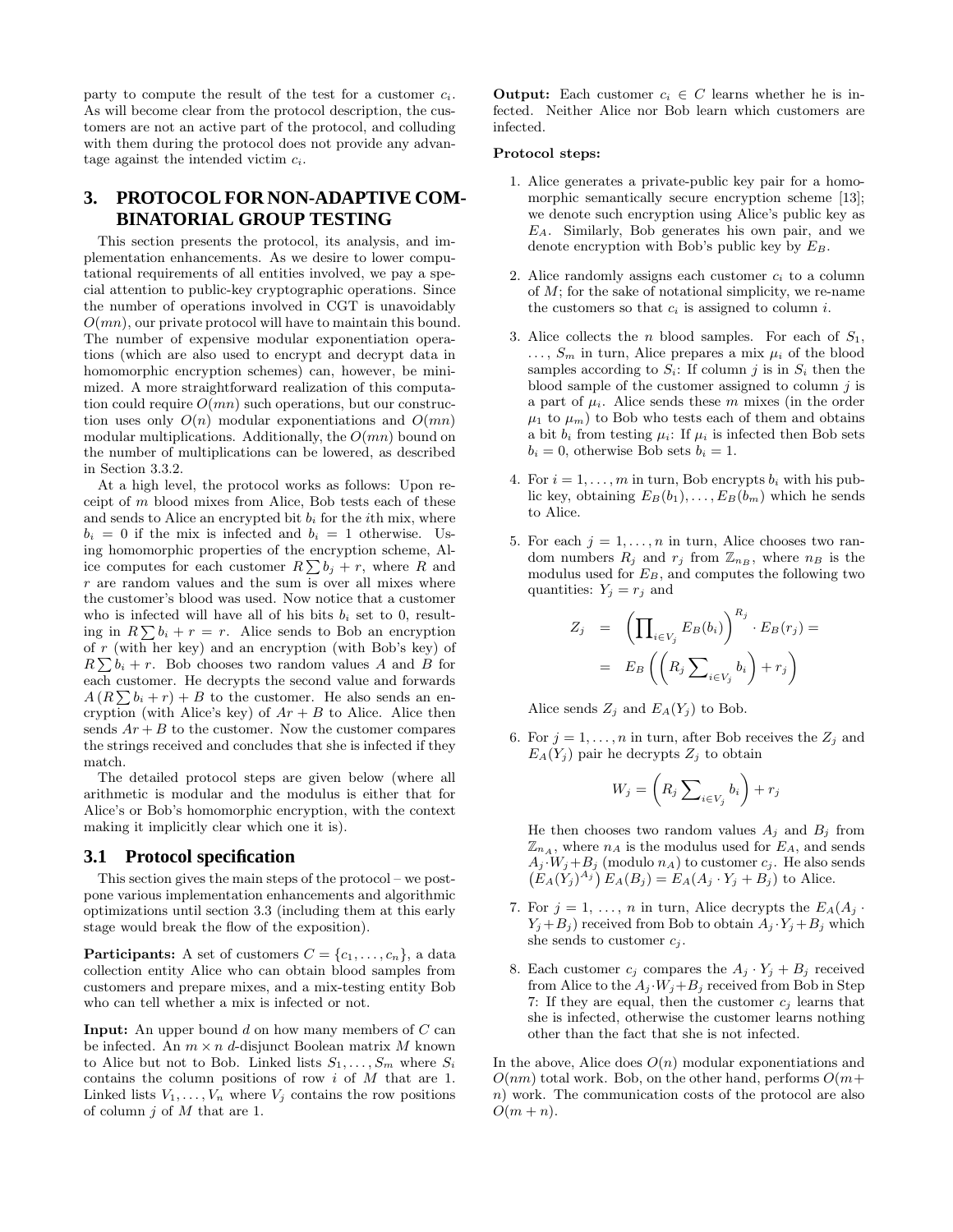party to compute the result of the test for a customer $c_i$. As will become clear from the protocol description, the customers are not an active part of the protocol, and colluding with them during the protocol does not provide any advantage against the intended victim $c_i$.

# 3. PROTOCOL FOR NON-ADAPTIVE COMBINATORIAL GROUP TESTING

This section presents the protocol, its analysis, and implementation enhancements. As we desire to lower computational requirements of all entities involved, we pay a special attention to public-key cryptographic operations. Since the number of operations involved in CGT is unavoidably $O(mn)$, our private protocol will have to maintain this bound. The number of expensive modular exponentiation operations (which are also used to encrypt and decrypt data in homomorphic encryption schemes) can, however, be minimized. A more straightforward realization of this computation could require $O(mn)$ such operations, but our construction uses only $O(n)$ modular exponentiations and $O(mn)$ modular multiplications. Additionally, the $O(mn)$ bound on the number of multiplications can be lowered, as described in Section 3.3.2.

At a high level, the protocol works as follows: Upon receipt of $m$ blood mixes from Alice, Bob tests each of these and sends to Alice an encrypted bit $b_i$ for the $i$th mix, where $b_i = 0$ if the mix is infected and $b_i = 1$ otherwise. Using homomorphic properties of the encryption scheme, Alice computes for each customer $R \sum b_j + r$, where $R$ and $r$ are random values and the sum is over all mixes where the customer's blood was used. Now notice that a customer who is infected will have all of his bits $b_i$ set to 0, resulting in $R \sum b_i + r = r$. Alice sends to Bob an encryption of $r$ (with her key) and an encryption (with Bob's key) of $R \sum b_i + r$. Bob chooses two random values $A$ and $B$ for each customer. He decrypts the second value and forwards $A\,(R \sum b_i + r) + B$ to the customer. He also sends an encryption (with Alice's key) of $Ar + B$ to Alice. Alice then sends $Ar + B$ to the customer. Now the customer compares the strings received and concludes that she is infected if they match.

The detailed protocol steps are given below (where all arithmetic is modular and the modulus is either that for Alice's or Bob's homomorphic encryption, with the context making it implicitly clear which one it is).

## 3.1 Protocol specification

This section gives the main steps of the protocol – we postpone various implementation enhancements and algorithmic optimizations until section 3.3 (including them at this early stage would break the flow of the exposition).

**Participants:** A set of customers $C = \{c_1, \ldots, c_n\}$, a data collection entity Alice who can obtain blood samples from customers and prepare mixes, and a mix-testing entity Bob who can tell whether a mix is infected or not.

**Input:** An upper bound $d$ on how many members of $C$ can be infected. An $m \times n$ $d$-disjunct Boolean matrix $M$ known to Alice but not to Bob. Linked lists $S_1, \ldots, S_m$ where $S_i$ contains the column positions of row $i$ of $M$ that are 1. Linked lists $V_1, \ldots, V_n$ where $V_j$ contains the row positions of column $j$ of $M$ that are 1.

**Output:** Each customer $c_i \in C$ learns whether he is infected. Neither Alice nor Bob learn which customers are infected.

**Protocol steps:**

1. Alice generates a private-public key pair for a homomorphic semantically secure encryption scheme [13]; we denote such encryption using Alice's public key as $E_A$. Similarly, Bob generates his own pair, and we denote encryption with Bob's public key by $E_B$.

2. Alice randomly assigns each customer $c_i$ to a column of $M$; for the sake of notational simplicity, we re-name the customers so that $c_i$ is assigned to column $i$.

3. Alice collects the $n$ blood samples. For each of $S_1$, $\ldots$, $S_m$ in turn, Alice prepares a mix $\mu_i$ of the blood samples according to $S_i$: If column $j$ is in $S_i$ then the blood sample of the customer assigned to column $j$ is a part of $\mu_i$. Alice sends these $m$ mixes (in the order $\mu_1$ to $\mu_m$) to Bob who tests each of them and obtains a bit $b_i$ from testing $\mu_i$: If $\mu_i$ is infected then Bob sets $b_i = 0$, otherwise Bob sets $b_i = 1$.

4. For $i = 1, \ldots, m$ in turn, Bob encrypts $b_i$ with his public key, obtaining $E_B(b_1), \ldots, E_B(b_m)$ which he sends to Alice.

5. For each $j = 1, \ldots, n$ in turn, Alice chooses two random numbers $R_j$ and $r_j$ from $\mathbb{Z}_{n_B}$, where $n_B$ is the modulus used for $E_B$, and computes the following two quantities: $Y_j = r_j$ and

$$Z_j = \left(\prod_{i \in V_j} E_B(b_i)\right)^{R_j} \cdot E_B(r_j) = E_B\left(\left(R_j \sum_{i \in V_j} b_i\right) + r_j\right)$$

   Alice sends $Z_j$ and $E_A(Y_j)$ to Bob.

6. For $j = 1, \ldots, n$ in turn, after Bob receives the $Z_j$ and $E_A(Y_j)$ pair he decrypts $Z_j$ to obtain

$$W_j = \left(R_j \sum_{i \in V_j} b_i\right) + r_j$$

   He then chooses two random values $A_j$ and $B_j$ from $\mathbb{Z}_{n_A}$, where $n_A$ is the modulus used for $E_A$, and sends $A_j \cdot W_j + B_j$ (modulo $n_A$) to customer $c_j$. He also sends $\left(E_A(Y_j)^{A_j}\right) E_A(B_j) = E_A(A_j \cdot Y_j + B_j)$ to Alice.

7. For $j = 1, \ldots, n$ in turn, Alice decrypts the $E_A(A_j \cdot Y_j + B_j)$ received from Bob to obtain $A_j \cdot Y_j + B_j$ which she sends to customer $c_j$.

8. Each customer $c_j$ compares the $A_j \cdot Y_j + B_j$ received from Alice to the $A_j \cdot W_j + B_j$ received from Bob in Step 7: If they are equal, then the customer $c_j$ learns that she is infected, otherwise the customer learns nothing other than the fact that she is not infected.

In the above, Alice does $O(n)$ modular exponentiations and $O(nm)$ total work. Bob, on the other hand, performs $O(m + n)$ work. The communication costs of the protocol are also $O(m + n)$.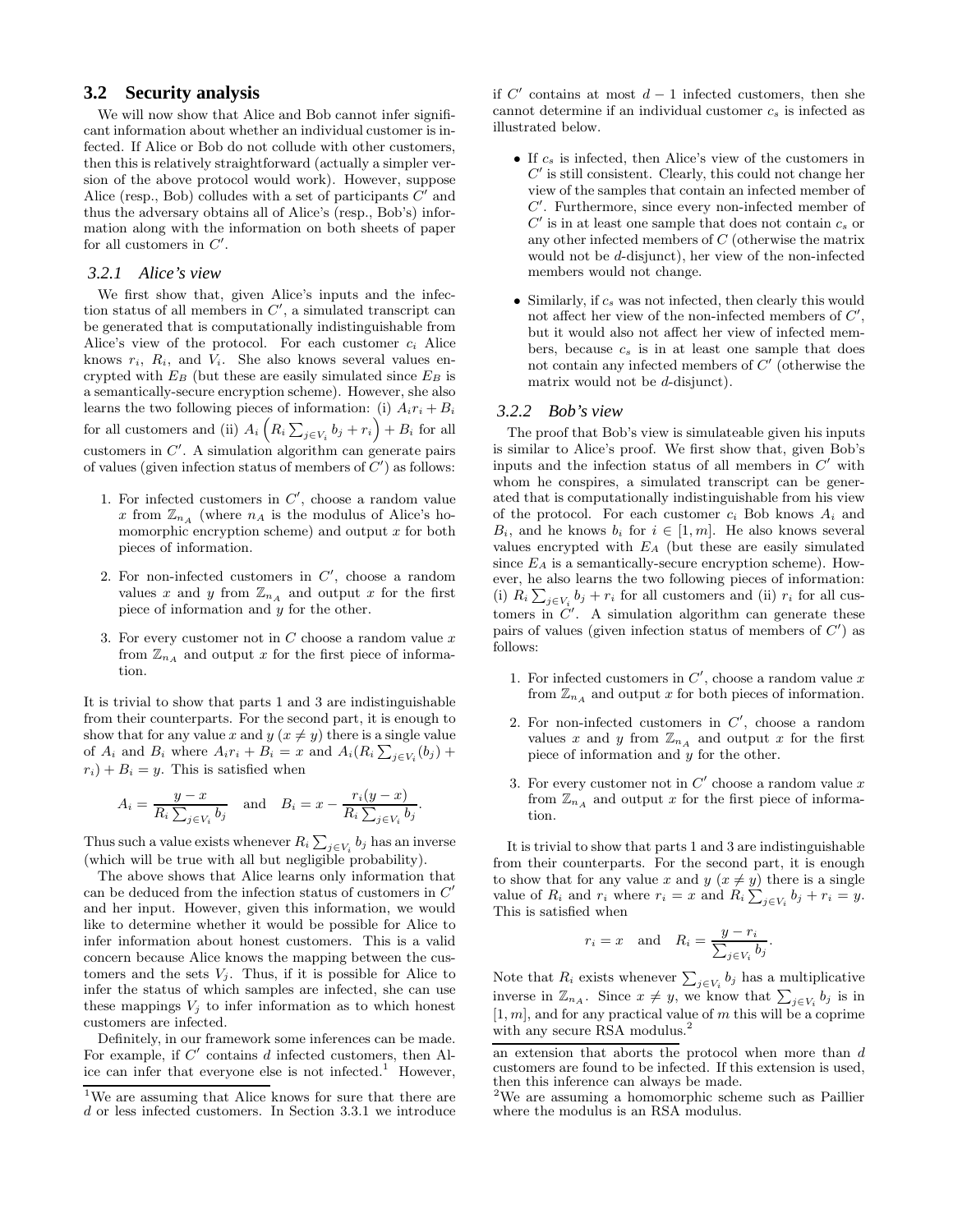## 3.2 Security analysis

We will now show that Alice and Bob cannot infer significant information about whether an individual customer is infected. If Alice or Bob do not collude with other customers, then this is relatively straightforward (actually a simpler version of the above protocol would work). However, suppose Alice (resp., Bob) colludes with a set of participants $C'$ and thus the adversary obtains all of Alice's (resp., Bob's) information along with the information on both sheets of paper for all customers in $C'$.

### 3.2.1 Alice's view

We first show that, given Alice's inputs and the infection status of all members in $C'$, a simulated transcript can be generated that is computationally indistinguishable from Alice's view of the protocol. For each customer $c_i$ Alice knows $r_i$, $R_i$, and $V_i$. She also knows several values encrypted with $E_B$ (but these are easily simulated since $E_B$ is a semantically-secure encryption scheme). However, she also learns the two following pieces of information: (i) $A_i r_i + B_i$ for all customers and (ii) $A_i \left(R_i \sum_{j \in V_i} b_j + r_i\right) + B_i$ for all customers in $C'$. A simulation algorithm can generate pairs of values (given infection status of members of $C'$) as follows:

1. For infected customers in $C'$, choose a random value $x$ from $\mathbb{Z}_{n_A}$ (where $n_A$ is the modulus of Alice's homomorphic encryption scheme) and output $x$ for both pieces of information.
2. For non-infected customers in $C'$, choose a random values $x$ and $y$ from $\mathbb{Z}_{n_A}$ and output $x$ for the first piece of information and $y$ for the other.
3. For every customer not in $C$ choose a random value $x$ from $\mathbb{Z}_{n_A}$ and output $x$ for the first piece of information.

It is trivial to show that parts 1 and 3 are indistinguishable from their counterparts. For the second part, it is enough to show that for any value $x$ and $y$ ($x \neq y$) there is a single value of $A_i$ and $B_i$ where $A_i r_i + B_i = x$ and $A_i(R_i \sum_{j \in V_i}(b_j) + r_i) + B_i = y$. This is satisfied when

$$A_i = \frac{y - x}{R_i \sum_{j \in V_i} b_j} \quad \text{and} \quad B_i = x - \frac{r_i(y - x)}{R_i \sum_{j \in V_i} b_j}.$$

Thus such a value exists whenever $R_i \sum_{j \in V_i} b_j$ has an inverse (which will be true with all but negligible probability).

The above shows that Alice learns only information that can be deduced from the infection status of customers in $C'$ and her input. However, given this information, we would like to determine whether it would be possible for Alice to infer information about honest customers. This is a valid concern because Alice knows the mapping between the customers and the sets $V_j$. Thus, if it is possible for Alice to infer the status of which samples are infected, she can use these mappings $V_j$ to infer information as to which honest customers are infected.

Definitely, in our framework some inferences can be made. For example, if $C'$ contains $d$ infected customers, then Alice can infer that everyone else is not infected.[1] However, if $C'$ contains at most $d - 1$ infected customers, then she cannot determine if an individual customer $c_s$ is infected as illustrated below.

- If $c_s$ is infected, then Alice's view of the customers in $C'$ is still consistent. Clearly, this could not change her view of the samples that contain an infected member of $C'$. Furthermore, since every non-infected member of $C'$ is in at least one sample that does not contain $c_s$ or any other infected members of $C$ (otherwise the matrix would not be $d$-disjunct), her view of the non-infected members would not change.
- Similarly, if $c_s$ was not infected, then clearly this would not affect her view of the non-infected members of $C'$, but it would also not affect her view of infected members, because $c_s$ is in at least one sample that does not contain any infected members of $C'$ (otherwise the matrix would not be $d$-disjunct).

### 3.2.2 Bob's view

The proof that Bob's view is simulateable given his inputs is similar to Alice's proof. We first show that, given Bob's inputs and the infection status of all members in $C'$ with whom he conspires, a simulated transcript can be generated that is computationally indistinguishable from his view of the protocol. For each customer $c_i$ Bob knows $A_i$ and $B_i$, and he knows $b_i$ for $i \in [1, m]$. He also knows several values encrypted with $E_A$ (but these are easily simulated since $E_A$ is a semantically-secure encryption scheme). However, he also learns the two following pieces of information: (i) $R_i \sum_{j \in V_i} b_j + r_i$ for all customers and (ii) $r_i$ for all customers in $C'$. A simulation algorithm can generate these pairs of values (given infection status of members of $C'$) as follows:

1. For infected customers in $C'$, choose a random value $x$ from $\mathbb{Z}_{n_A}$ and output $x$ for both pieces of information.
2. For non-infected customers in $C'$, choose a random values $x$ and $y$ from $\mathbb{Z}_{n_A}$ and output $x$ for the first piece of information and $y$ for the other.
3. For every customer not in $C'$ choose a random value $x$ from $\mathbb{Z}_{n_A}$ and output $x$ for the first piece of information.

It is trivial to show that parts 1 and 3 are indistinguishable from their counterparts. For the second part, it is enough to show that for any value $x$ and $y$ ($x \neq y$) there is a single value of $R_i$ and $r_i$ where $r_i = x$ and $R_i \sum_{j \in V_i} b_j + r_i = y$. This is satisfied when

$$r_i = x \quad \text{and} \quad R_i = \frac{y - r_i}{\sum_{j \in V_i} b_j}.$$

Note that $R_i$ exists whenever $\sum_{j \in V_i} b_j$ has a multiplicative inverse in $\mathbb{Z}_{n_A}$. Since $x \neq y$, we know that $\sum_{j \in V_i} b_j$ is in $[1, m]$, and for any practical value of $m$ this will be a coprime with any secure RSA modulus.[2]

[1] We are assuming that Alice knows for sure that there are $d$ or less infected customers. In Section 3.3.1 we introduce an extension that aborts the protocol when more than $d$ customers are found to be infected. If this extension is used, then this inference can always be made.

[2] We are assuming a homomorphic scheme such as Paillier where the modulus is an RSA modulus.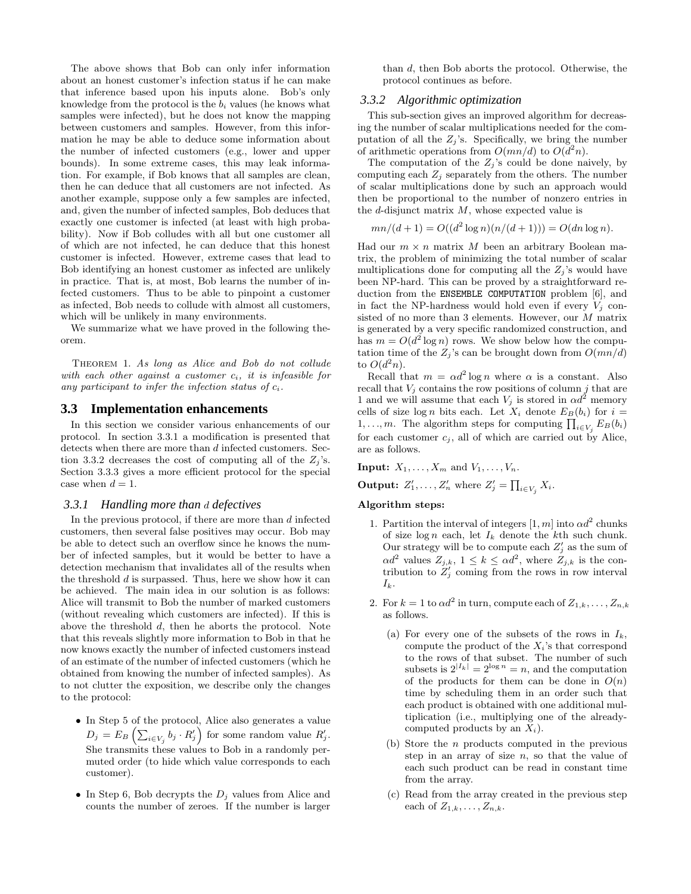The above shows that Bob can only infer information about an honest customer's infection status if he can make that inference based upon his inputs alone. Bob's only knowledge from the protocol is the $b_i$ values (he knows what samples were infected), but he does not know the mapping between customers and samples. However, from this information he may be able to deduce some information about the number of infected customers (e.g., lower and upper bounds). In some extreme cases, this may leak information. For example, if Bob knows that all samples are clean, then he can deduce that all customers are not infected. As another example, suppose only a few samples are infected, and, given the number of infected samples, Bob deduces that exactly one customer is infected (at least with high probability). Now if Bob colludes with all but one customer all of which are not infected, he can deduce that this honest customer is infected. However, extreme cases that lead to Bob identifying an honest customer as infected are unlikely in practice. That is, at most, Bob learns the number of infected customers. Thus to be able to pinpoint a customer as infected, Bob needs to collude with almost all customers, which will be unlikely in many environments.

We summarize what we have proved in the following theorem.

THEOREM 1. *As long as Alice and Bob do not collude with each other against a customer $c_i$, it is infeasible for any participant to infer the infection status of $c_i$.*

## 3.3 Implementation enhancements

In this section we consider various enhancements of our protocol. In section 3.3.1 a modification is presented that detects when there are more than $d$ infected customers. Section 3.3.2 decreases the cost of computing all of the $Z_j$'s. Section 3.3.3 gives a more efficient protocol for the special case when $d = 1$.

### 3.3.1 Handling more than $d$ defectives

In the previous protocol, if there are more than $d$ infected customers, then several false positives may occur. Bob may be able to detect such an overflow since he knows the number of infected samples, but it would be better to have a detection mechanism that invalidates all of the results when the threshold $d$ is surpassed. Thus, here we show how it can be achieved. The main idea in our solution is as follows: Alice will transmit to Bob the number of marked customers (without revealing which customers are infected). If this is above the threshold $d$, then he aborts the protocol. Note that this reveals slightly more information to Bob in that he now knows exactly the number of infected customers instead of an estimate of the number of infected customers (which he obtained from knowing the number of infected samples). As to not clutter the exposition, we describe only the changes to the protocol:

- In Step 5 of the protocol, Alice also generates a value $D_j = E_B\left(\sum_{i \in V_j} b_j \cdot R'_j\right)$ for some random value $R'_j$. She transmits these values to Bob in a randomly permuted order (to hide which value corresponds to each customer).
- In Step 6, Bob decrypts the $D_j$ values from Alice and counts the number of zeroes. If the number is larger than $d$, then Bob aborts the protocol. Otherwise, the protocol continues as before.

### 3.3.2 Algorithmic optimization

This sub-section gives an improved algorithm for decreasing the number of scalar multiplications needed for the computation of all the $Z_j$'s. Specifically, we bring the number of arithmetic operations from $O(mn/d)$ to $O(d^2n)$.

The computation of the $Z_j$'s could be done naively, by computing each $Z_j$ separately from the others. The number of scalar multiplications done by such an approach would then be proportional to the number of nonzero entries in the $d$-disjunct matrix $M$, whose expected value is

$$mn/(d+1) = O((d^2 \log n)(n/(d+1))) = O(dn \log n).$$

Had our $m \times n$ matrix $M$ been an arbitrary Boolean matrix, the problem of minimizing the total number of scalar multiplications done for computing all the $Z_j$'s would have been NP-hard. This can be proved by a straightforward reduction from the `ENSEMBLE COMPUTATION` problem [6], and in fact the NP-hardness would hold even if every $V_j$ consisted of no more than 3 elements. However, our $M$ matrix is generated by a very specific randomized construction, and has $m = O(d^2 \log n)$ rows. We show below how the computation time of the $Z_j$'s can be brought down from $O(mn/d)$ to $O(d^2n)$.

Recall that $m = \alpha d^2 \log n$ where $\alpha$ is a constant. Also recall that $V_j$ contains the row positions of column $j$ that are 1 and we will assume that each $V_j$ is stored in $\alpha d^2$ memory cells of size $\log n$ bits each. Let $X_i$ denote $E_B(b_i)$ for $i = 1, \ldots, m$. The algorithm steps for computing $\prod_{i \in V_j} E_B(b_i)$ for each customer $c_j$, all of which are carried out by Alice, are as follows.

**Input:** $X_1, \ldots, X_m$ and $V_1, \ldots, V_n$.

**Output:** $Z'_1, \ldots, Z'_n$ where $Z'_j = \prod_{i \in V_j} X_i$.

**Algorithm steps:**

1. Partition the interval of integers $[1, m]$ into $\alpha d^2$ chunks of size $\log n$ each, let $I_k$ denote the $k$th such chunk. Our strategy will be to compute each $Z'_j$ as the sum of $\alpha d^2$ values $Z_{j,k}$, $1 \leq k \leq \alpha d^2$, where $Z_{j,k}$ is the contribution to $Z'_j$ coming from the rows in row interval $I_k$.
2. For $k = 1$ to $\alpha d^2$ in turn, compute each of $Z_{1,k}, \ldots, Z_{n,k}$ as follows.
   (a) For every one of the subsets of the rows in $I_k$, compute the product of the $X_i$'s that correspond to the rows of that subset. The number of such subsets is $2^{|I_k|} = 2^{\log n} = n$, and the computation of the products for them can be done in $O(n)$ time by scheduling them in an order such that each product is obtained with one additional multiplication (i.e., multiplying one of the already-computed products by an $X_i$).
   (b) Store the $n$ products computed in the previous step in an array of size $n$, so that the value of each such product can be read in constant time from the array.
   (c) Read from the array created in the previous step each of $Z_{1,k}, \ldots, Z_{n,k}$.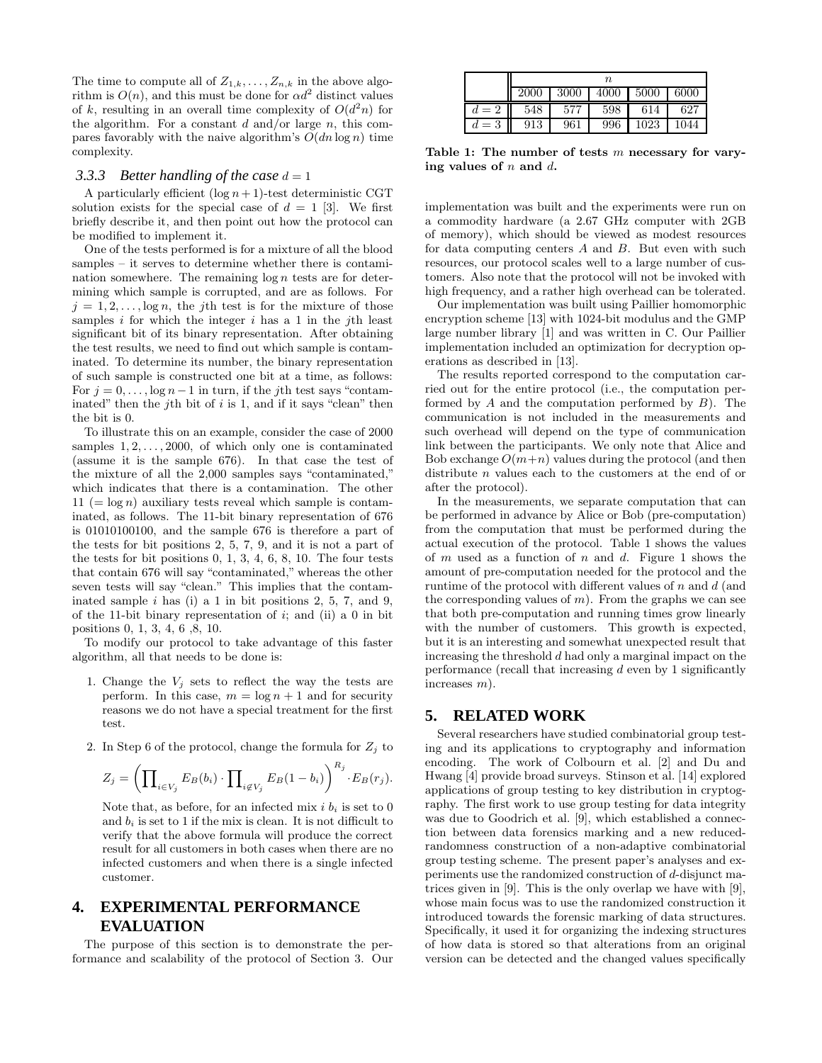The time to compute all of $Z_{1,k}, \ldots, Z_{n,k}$ in the above algorithm is $O(n)$, and this must be done for $\alpha d^2$ distinct values of $k$, resulting in an overall time complexity of $O(d^2 n)$ for the algorithm. For a constant $d$ and/or large $n$, this compares favorably with the naive algorithm's $O(dn \log n)$ time complexity.

### 3.3.3 Better handling of the case $d = 1$

A particularly efficient $(\log n + 1)$-test deterministic CGT solution exists for the special case of $d = 1$ [3]. We first briefly describe it, and then point out how the protocol can be modified to implement it.

One of the tests performed is for a mixture of all the blood samples – it serves to determine whether there is contamination somewhere. The remaining $\log n$ tests are for determining which sample is corrupted, and are as follows. For $j = 1, 2, \ldots, \log n$, the $j$th test is for the mixture of those samples $i$ for which the integer $i$ has a 1 in the $j$th least significant bit of its binary representation. After obtaining the test results, we need to find out which sample is contaminated. To determine its number, the binary representation of such sample is constructed one bit at a time, as follows: For $j = 0, \ldots, \log n - 1$ in turn, if the $j$th test says "contaminated" then the $j$th bit of $i$ is 1, and if it says "clean" then the bit is 0.

To illustrate this on an example, consider the case of 2000 samples $1, 2, \ldots, 2000$, of which only one is contaminated (assume it is the sample 676). In that case the test of the mixture of all the 2,000 samples says "contaminated," which indicates that there is a contamination. The other 11 ($= \log n$) auxiliary tests reveal which sample is contaminated, as follows. The 11-bit binary representation of 676 is 01010100100, and the sample 676 is therefore a part of the tests for bit positions 2, 5, 7, 9, and it is not a part of the tests for bit positions 0, 1, 3, 4, 6, 8, 10. The four tests that contain 676 will say "contaminated," whereas the other seven tests will say "clean." This implies that the contaminated sample $i$ has (i) a 1 in bit positions 2, 5, 7, and 9, of the 11-bit binary representation of $i$; and (ii) a 0 in bit positions 0, 1, 3, 4, 6 ,8, 10.

To modify our protocol to take advantage of this faster algorithm, all that needs to be done is:

1. Change the $V_j$ sets to reflect the way the tests are perform. In this case, $m = \log n + 1$ and for security reasons we do not have a special treatment for the first test.

2. In Step 6 of the protocol, change the formula for $Z_j$ to

$$Z_j = \left( \prod_{i \in V_j} E_B(b_i) \cdot \prod_{i \notin V_j} E_B(1 - b_i) \right)^{R_j} \cdot E_B(r_j).$$

   Note that, as before, for an infected mix $i$ $b_i$ is set to 0 and $b_i$ is set to 1 if the mix is clean. It is not difficult to verify that the above formula will produce the correct result for all customers in both cases when there are no infected customers and when there is a single infected customer.

## 4. EXPERIMENTAL PERFORMANCE EVALUATION

The purpose of this section is to demonstrate the performance and scalability of the protocol of Section 3. Our implementation was built and the experiments were run on a commodity hardware (a 2.67 GHz computer with 2GB of memory), which should be viewed as modest resources for data computing centers $A$ and $B$. But even with such resources, our protocol scales well to a large number of customers. Also note that the protocol will not be invoked with high frequency, and a rather high overhead can be tolerated.

Our implementation was built using Paillier homomorphic encryption scheme [13] with 1024-bit modulus and the GMP large number library [1] and was written in C. Our Paillier implementation included an optimization for decryption operations as described in [13].

The results reported correspond to the computation carried out for the entire protocol (i.e., the computation performed by $A$ and the computation performed by $B$). The communication is not included in the measurements and such overhead will depend on the type of communication link between the participants. We only note that Alice and Bob exchange $O(m+n)$ values during the protocol (and then distribute $n$ values each to the customers at the end of or after the protocol).

In the measurements, we separate computation that can be performed in advance by Alice or Bob (pre-computation) from the computation that must be performed during the actual execution of the protocol. Table 1 shows the values of $m$ used as a function of $n$ and $d$. Figure 1 shows the amount of pre-computation needed for the protocol and the runtime of the protocol with different values of $n$ and $d$ (and the corresponding values of $m$). From the graphs we can see that both pre-computation and running times grow linearly with the number of customers. This growth is expected, but it is an interesting and somewhat unexpected result that increasing the threshold $d$ had only a marginal impact on the performance (recall that increasing $d$ even by 1 significantly increases $m$).

| | $n$ | | | | |
|---|---|---|---|---|---|
| | 2000 | 3000 | 4000 | 5000 | 6000 |
| $d = 2$ | 548 | 577 | 598 | 614 | 627 |
| $d = 3$ | 913 | 961 | 996 | 1023 | 1044 |

**Table 1: The number of tests $m$ necessary for varying values of $n$ and $d$.**

## 5. RELATED WORK

Several researchers have studied combinatorial group testing and its applications to cryptography and information encoding. The work of Colbourn et al. [2] and Du and Hwang [4] provide broad surveys. Stinson et al. [14] explored applications of group testing to key distribution in cryptography. The first work to use group testing for data integrity was due to Goodrich et al. [9], which established a connection between data forensics marking and a new reduced-randomness construction of a non-adaptive combinatorial group testing scheme. The present paper's analyses and experiments use the randomized construction of $d$-disjunct matrices given in [9]. This is the only overlap we have with [9], whose main focus was to use the randomized construction it introduced towards the forensic marking of data structures. Specifically, it used it for organizing the indexing structures of how data is stored so that alterations from an original version can be detected and the changed values specifically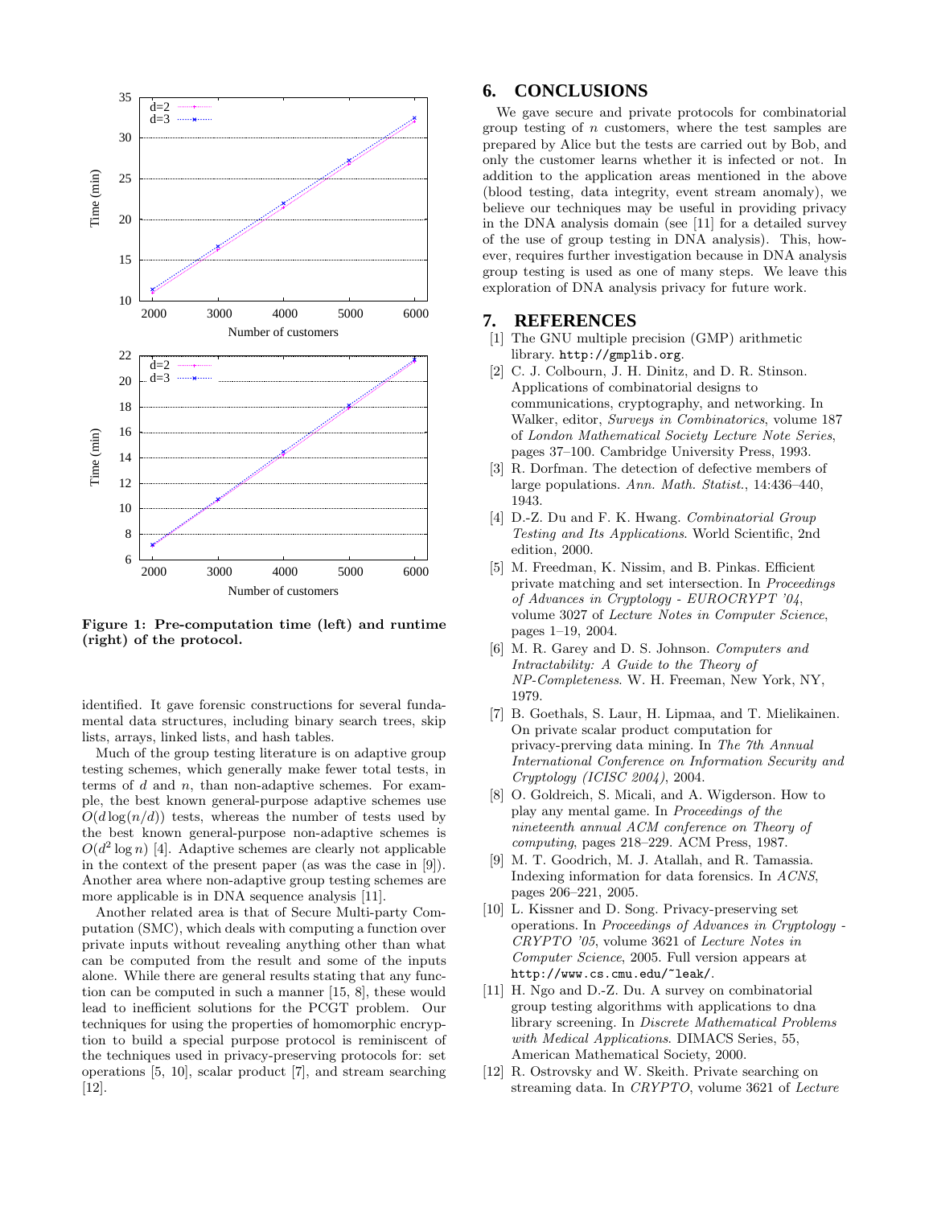Figure 1: Pre-computation time (left) and runtime (right) of the protocol.

identified. It gave forensic constructions for several fundamental data structures, including binary search trees, skip lists, arrays, linked lists, and hash tables.

Much of the group testing literature is on adaptive group testing schemes, which generally make fewer total tests, in terms of $d$ and $n$, than non-adaptive schemes. For example, the best known general-purpose adaptive schemes use $O(d\log(n/d))$ tests, whereas the number of tests used by the best known general-purpose non-adaptive schemes is $O(d^2 \log n)$ [4]. Adaptive schemes are clearly not applicable in the context of the present paper (as was the case in [9]). Another area where non-adaptive group testing schemes are more applicable is in DNA sequence analysis [11].

Another related area is that of Secure Multi-party Computation (SMC), which deals with computing a function over private inputs without revealing anything other than what can be computed from the result and some of the inputs alone. While there are general results stating that any function can be computed in such a manner [15, 8], these would lead to inefficient solutions for the PCGT problem. Our techniques for using the properties of homomorphic encryption to build a special purpose protocol is reminiscent of the techniques used in privacy-preserving protocols for: set operations [5, 10], scalar product [7], and stream searching [12].

# 6. CONCLUSIONS

We gave secure and private protocols for combinatorial group testing of $n$ customers, where the test samples are prepared by Alice but the tests are carried out by Bob, and only the customer learns whether it is infected or not. In addition to the application areas mentioned in the above (blood testing, data integrity, event stream anomaly), we believe our techniques may be useful in providing privacy in the DNA analysis domain (see [11] for a detailed survey of the use of group testing in DNA analysis). This, however, requires further investigation because in DNA analysis group testing is used as one of many steps. We leave this exploration of DNA analysis privacy for future work.

# 7. REFERENCES

[1] The GNU multiple precision (GMP) arithmetic library. `http://gmplib.org`.

[2] C. J. Colbourn, J. H. Dinitz, and D. R. Stinson. Applications of combinatorial designs to communications, cryptography, and networking. In Walker, editor, *Surveys in Combinatorics*, volume 187 of *London Mathematical Society Lecture Note Series*, pages 37–100. Cambridge University Press, 1993.

[3] R. Dorfman. The detection of defective members of large populations. *Ann. Math. Statist.*, 14:436–440, 1943.

[4] D.-Z. Du and F. K. Hwang. *Combinatorial Group Testing and Its Applications*. World Scientific, 2nd edition, 2000.

[5] M. Freedman, K. Nissim, and B. Pinkas. Efficient private matching and set intersection. In *Proceedings of Advances in Cryptology - EUROCRYPT '04*, volume 3027 of *Lecture Notes in Computer Science*, pages 1–19, 2004.

[6] M. R. Garey and D. S. Johnson. *Computers and Intractability: A Guide to the Theory of NP-Completeness*. W. H. Freeman, New York, NY, 1979.

[7] B. Goethals, S. Laur, H. Lipmaa, and T. Mielikainen. On private scalar product computation for privacy-prerving data mining. In *The 7th Annual International Conference on Information Security and Cryptology (ICISC 2004)*, 2004.

[8] O. Goldreich, S. Micali, and A. Wigderson. How to play any mental game. In *Proceedings of the nineteenth annual ACM conference on Theory of computing*, pages 218–229. ACM Press, 1987.

[9] M. T. Goodrich, M. J. Atallah, and R. Tamassia. Indexing information for data forensics. In *ACNS*, pages 206–221, 2005.

[10] L. Kissner and D. Song. Privacy-preserving set operations. In *Proceedings of Advances in Cryptology - CRYPTO '05*, volume 3621 of *Lecture Notes in Computer Science*, 2005. Full version appears at `http://www.cs.cmu.edu/~leak/`.

[11] H. Ngo and D.-Z. Du. A survey on combinatorial group testing algorithms with applications to dna library screening. In *Discrete Mathematical Problems with Medical Applications*. DIMACS Series, 55, American Mathematical Society, 2000.

[12] R. Ostrovsky and W. Skeith. Private searching on streaming data. In *CRYPTO*, volume 3621 of *Lecture*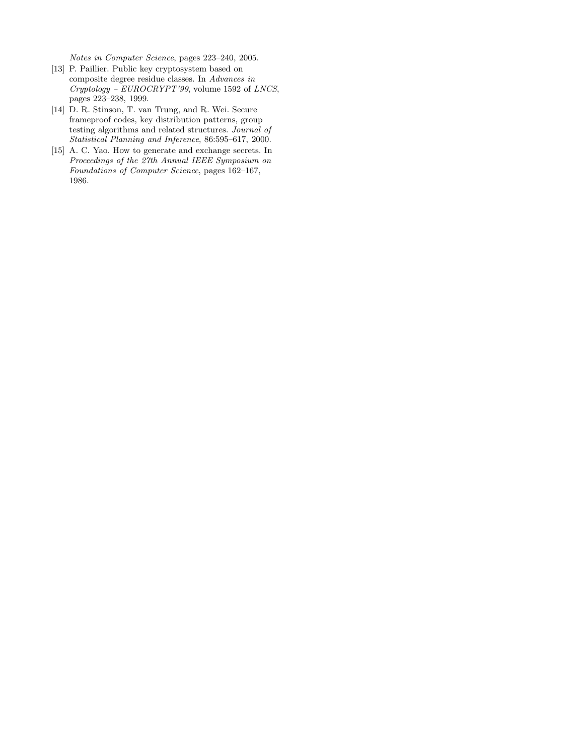*Notes in Computer Science*, pages 223–240, 2005.

[13] P. Paillier. Public key cryptosystem based on composite degree residue classes. In *Advances in Cryptology – EUROCRYPT'99*, volume 1592 of *LNCS*, pages 223–238, 1999.

[14] D. R. Stinson, T. van Trung, and R. Wei. Secure frameproof codes, key distribution patterns, group testing algorithms and related structures. *Journal of Statistical Planning and Inference*, 86:595–617, 2000.

[15] A. C. Yao. How to generate and exchange secrets. In *Proceedings of the 27th Annual IEEE Symposium on Foundations of Computer Science*, pages 162–167, 1986.